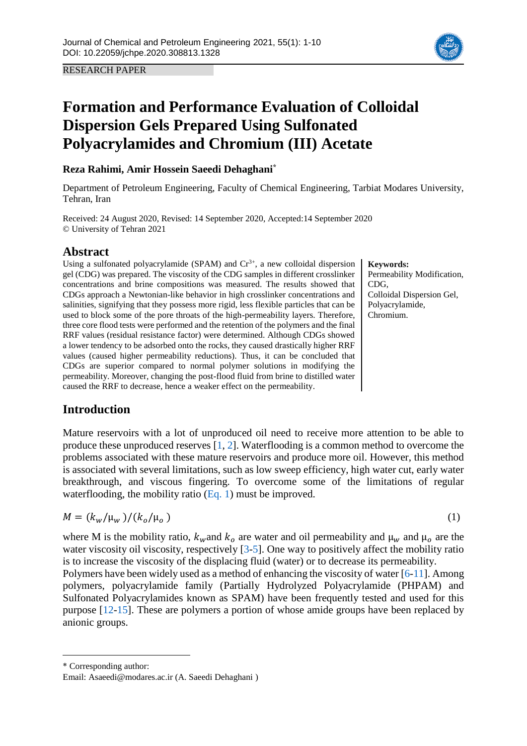RESEARCH PAPER

# Formation and Performance Evaluation of Colloidal Dispersion Gels Prepared Using Sulfonated Polyacrylamides and Chromium (III) Acetate

**Reza Rahimi, Amir Hossein Saeedi Dehaghani***

Department of Petroleum Engineering, Faculty of Chemical Engineering, Tarbiat Modares University, Tehran, Iran

Received: 24 August 2020, Revised: 14 September 2020, Accepted:14 September 2020
© University of Tehran 2021

## Abstract

Using a sulfonated polyacrylamide (SPAM) and $Cr^{3+}$, a new colloidal dispersion gel (CDG) was prepared. The viscosity of the CDG samples in different crosslinker concentrations and brine compositions was measured. The results showed that CDGs approach a Newtonian-like behavior in high crosslinker concentrations and salinities, signifying that they possess more rigid, less flexible particles that can be used to block some of the pore throats of the high-permeability layers. Therefore, three core flood tests were performed and the retention of the polymers and the final RRF values (residual resistance factor) were determined. Although CDGs showed a lower tendency to be adsorbed onto the rocks, they caused drastically higher RRF values (caused higher permeability reductions). Thus, it can be concluded that CDGs are superior compared to normal polymer solutions in modifying the permeability. Moreover, changing the post-flood fluid from brine to distilled water caused the RRF to decrease, hence a weaker effect on the permeability.

**Keywords:**
Permeability Modification,
CDG,
Colloidal Dispersion Gel,
Polyacrylamide,
Chromium.

## Introduction

Mature reservoirs with a lot of unproduced oil need to receive more attention to be able to produce these unproduced reserves [1, 2]. Waterflooding is a common method to overcome the problems associated with these mature reservoirs and produce more oil. However, this method is associated with several limitations, such as low sweep efficiency, high water cut, early water breakthrough, and viscous fingering. To overcome some of the limitations of regular waterflooding, the mobility ratio (Eq. 1) must be improved.

$$M = (k_w/\mu_w)/(k_o/\mu_o) \quad (1)$$

where M is the mobility ratio, $k_w$ and $k_o$ are water and oil permeability and $\mu_w$ and $\mu_o$ are the water viscosity oil viscosity, respectively [3-5]. One way to positively affect the mobility ratio is to increase the viscosity of the displacing fluid (water) or to decrease its permeability.
Polymers have been widely used as a method of enhancing the viscosity of water [6-11]. Among polymers, polyacrylamide family (Partially Hydrolyzed Polyacrylamide (PHPAM) and Sulfonated Polyacrylamides known as SPAM) have been frequently tested and used for this purpose [12-15]. These are polymers a portion of whose amide groups have been replaced by anionic groups.

* Corresponding author:
Email: Asaeedi@modares.ac.ir (A. Saeedi Dehaghani )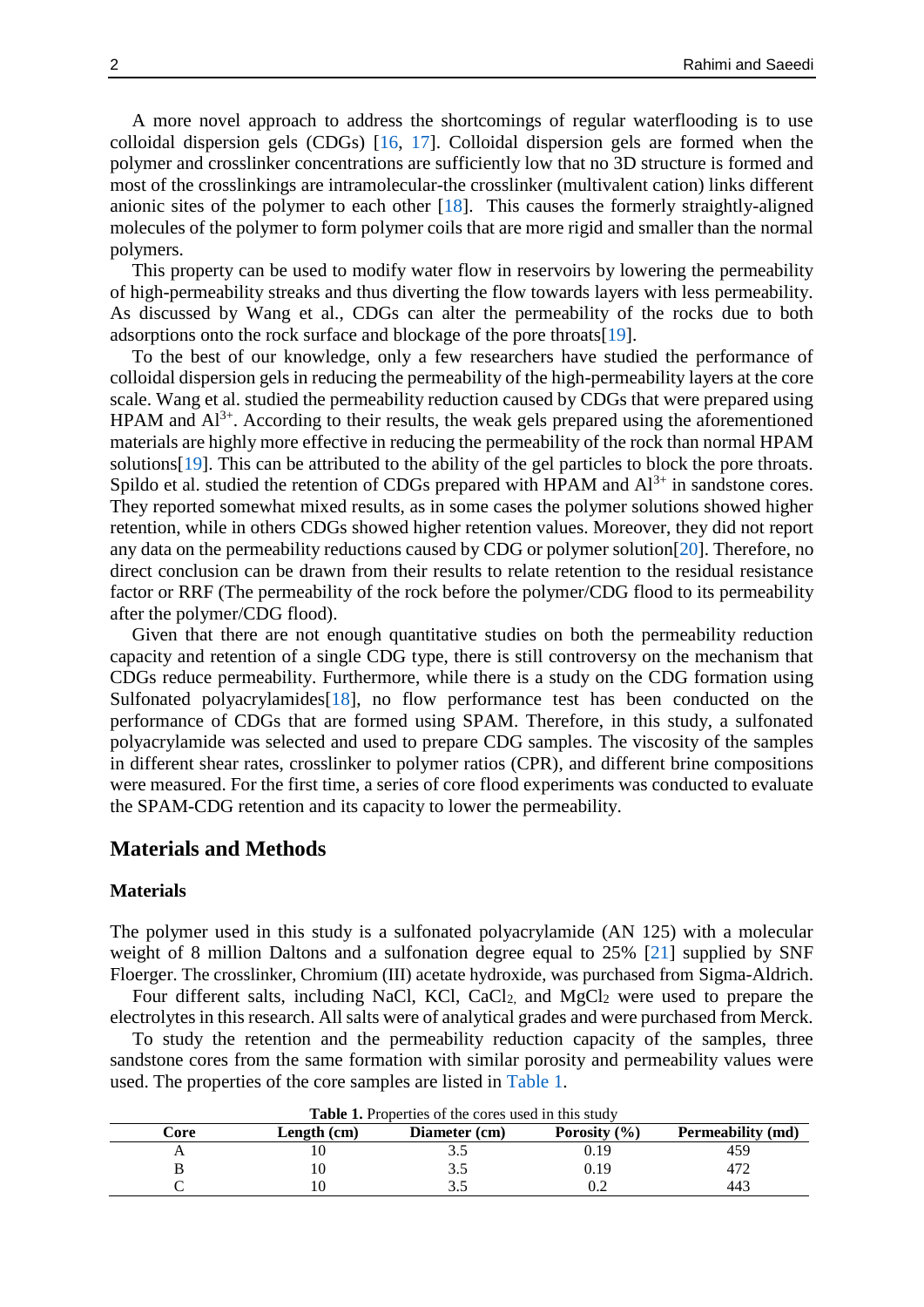A more novel approach to address the shortcomings of regular waterflooding is to use colloidal dispersion gels (CDGs) [16, 17]. Colloidal dispersion gels are formed when the polymer and crosslinker concentrations are sufficiently low that no 3D structure is formed and most of the crosslinkings are intramolecular-the crosslinker (multivalent cation) links different anionic sites of the polymer to each other [18]. This causes the formerly straightly-aligned molecules of the polymer to form polymer coils that are more rigid and smaller than the normal polymers.

This property can be used to modify water flow in reservoirs by lowering the permeability of high-permeability streaks and thus diverting the flow towards layers with less permeability. As discussed by Wang et al., CDGs can alter the permeability of the rocks due to both adsorptions onto the rock surface and blockage of the pore throats[19].

To the best of our knowledge, only a few researchers have studied the performance of colloidal dispersion gels in reducing the permeability of the high-permeability layers at the core scale. Wang et al. studied the permeability reduction caused by CDGs that were prepared using HPAM and $Al^{3+}$. According to their results, the weak gels prepared using the aforementioned materials are highly more effective in reducing the permeability of the rock than normal HPAM solutions[19]. This can be attributed to the ability of the gel particles to block the pore throats. Spildo et al. studied the retention of CDGs prepared with HPAM and $Al^{3+}$ in sandstone cores. They reported somewhat mixed results, as in some cases the polymer solutions showed higher retention, while in others CDGs showed higher retention values. Moreover, they did not report any data on the permeability reductions caused by CDG or polymer solution[20]. Therefore, no direct conclusion can be drawn from their results to relate retention to the residual resistance factor or RRF (The permeability of the rock before the polymer/CDG flood to its permeability after the polymer/CDG flood).

Given that there are not enough quantitative studies on both the permeability reduction capacity and retention of a single CDG type, there is still controversy on the mechanism that CDGs reduce permeability. Furthermore, while there is a study on the CDG formation using Sulfonated polyacrylamides[18], no flow performance test has been conducted on the performance of CDGs that are formed using SPAM. Therefore, in this study, a sulfonated polyacrylamide was selected and used to prepare CDG samples. The viscosity of the samples in different shear rates, crosslinker to polymer ratios (CPR), and different brine compositions were measured. For the first time, a series of core flood experiments was conducted to evaluate the SPAM-CDG retention and its capacity to lower the permeability.

## Materials and Methods

### Materials

The polymer used in this study is a sulfonated polyacrylamide (AN 125) with a molecular weight of 8 million Daltons and a sulfonation degree equal to 25% [21] supplied by SNF Floerger. The crosslinker, Chromium (III) acetate hydroxide, was purchased from Sigma-Aldrich.

Four different salts, including NaCl, KCl, $CaCl_2$, and $MgCl_2$ were used to prepare the electrolytes in this research. All salts were of analytical grades and were purchased from Merck.

To study the retention and the permeability reduction capacity of the samples, three sandstone cores from the same formation with similar porosity and permeability values were used. The properties of the core samples are listed in Table 1.

**Table 1.** Properties of the cores used in this study

| Core | Length (cm) | Diameter (cm) | Porosity (%) | Permeability (md) |
|---|---|---|---|---|
| A | 10 | 3.5 | 0.19 | 459 |
| B | 10 | 3.5 | 0.19 | 472 |
| C | 10 | 3.5 | 0.2 | 443 |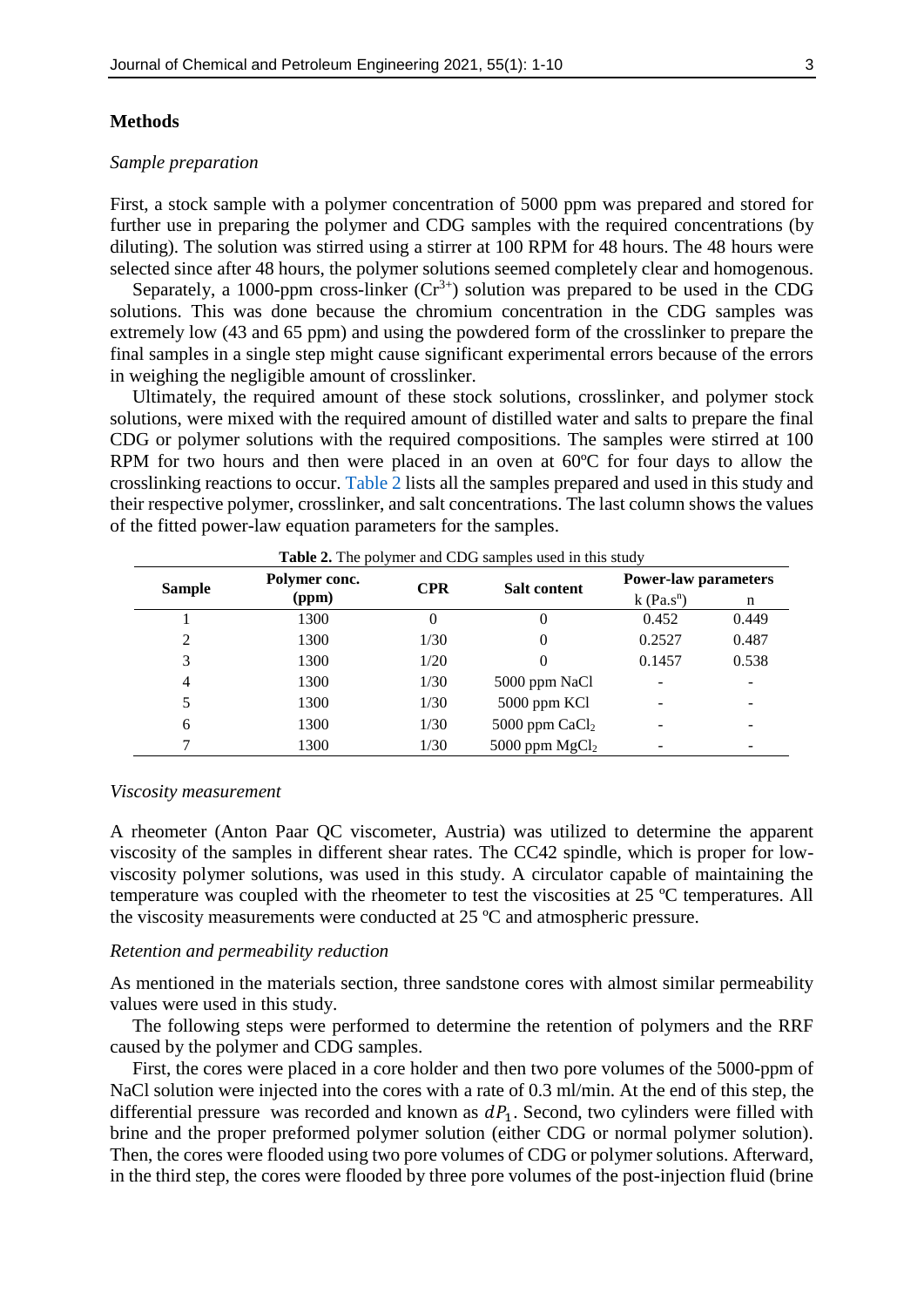## Methods

### *Sample preparation*

First, a stock sample with a polymer concentration of 5000 ppm was prepared and stored for further use in preparing the polymer and CDG samples with the required concentrations (by diluting). The solution was stirred using a stirrer at 100 RPM for 48 hours. The 48 hours were selected since after 48 hours, the polymer solutions seemed completely clear and homogenous.

Separately, a 1000-ppm cross-linker ($Cr^{3+}$) solution was prepared to be used in the CDG solutions. This was done because the chromium concentration in the CDG samples was extremely low (43 and 65 ppm) and using the powdered form of the crosslinker to prepare the final samples in a single step might cause significant experimental errors because of the errors in weighing the negligible amount of crosslinker.

Ultimately, the required amount of these stock solutions, crosslinker, and polymer stock solutions, were mixed with the required amount of distilled water and salts to prepare the final CDG or polymer solutions with the required compositions. The samples were stirred at 100 RPM for two hours and then were placed in an oven at 60ºC for four days to allow the crosslinking reactions to occur. Table 2 lists all the samples prepared and used in this study and their respective polymer, crosslinker, and salt concentrations. The last column shows the values of the fitted power-law equation parameters for the samples.

**Table 2.** The polymer and CDG samples used in this study

| Sample | Polymer conc. (ppm) | CPR | Salt content | Power-law parameters | |
|---|---|---|---|---|---|
| | | | | k ($Pa.s^n$) | n |
| 1 | 1300 | 0 | 0 | 0.452 | 0.449 |
| 2 | 1300 | 1/30 | 0 | 0.2527 | 0.487 |
| 3 | 1300 | 1/20 | 0 | 0.1457 | 0.538 |
| 4 | 1300 | 1/30 | 5000 ppm NaCl | - | - |
| 5 | 1300 | 1/30 | 5000 ppm KCl | - | - |
| 6 | 1300 | 1/30 | 5000 ppm $CaCl_2$ | - | - |
| 7 | 1300 | 1/30 | 5000 ppm $MgCl_2$ | - | - |

### *Viscosity measurement*

A rheometer (Anton Paar QC viscometer, Austria) was utilized to determine the apparent viscosity of the samples in different shear rates. The CC42 spindle, which is proper for low-viscosity polymer solutions, was used in this study. A circulator capable of maintaining the temperature was coupled with the rheometer to test the viscosities at 25 ºC temperatures. All the viscosity measurements were conducted at 25 ºC and atmospheric pressure.

### *Retention and permeability reduction*

As mentioned in the materials section, three sandstone cores with almost similar permeability values were used in this study.

The following steps were performed to determine the retention of polymers and the RRF caused by the polymer and CDG samples.

First, the cores were placed in a core holder and then two pore volumes of the 5000-ppm of NaCl solution were injected into the cores with a rate of 0.3 ml/min. At the end of this step, the differential pressure was recorded and known as $dP_1$. Second, two cylinders were filled with brine and the proper preformed polymer solution (either CDG or normal polymer solution). Then, the cores were flooded using two pore volumes of CDG or polymer solutions. Afterward, in the third step, the cores were flooded by three pore volumes of the post-injection fluid (brine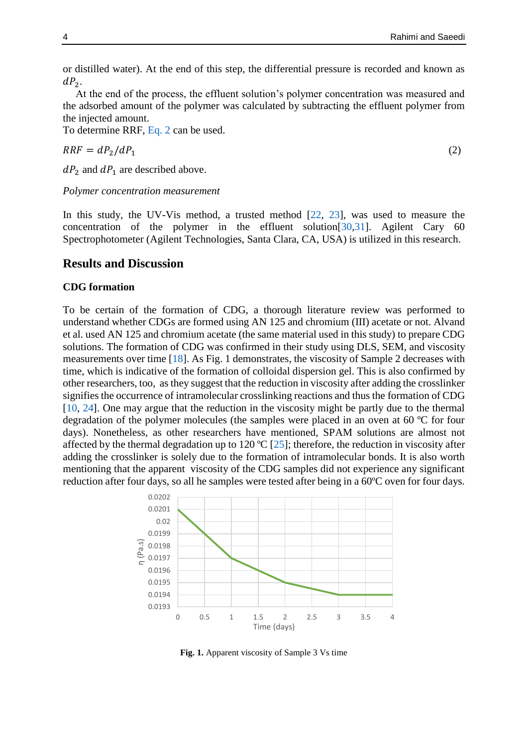or distilled water). At the end of this step, the differential pressure is recorded and known as $dP_2$.

At the end of the process, the effluent solution's polymer concentration was measured and the adsorbed amount of the polymer was calculated by subtracting the effluent polymer from the injected amount.

To determine RRF, Eq. 2 can be used.

$$RRF = dP_2/dP_1 \tag{2}$$

$dP_2$ and $dP_1$ are described above.

*Polymer concentration measurement*

In this study, the UV-Vis method, a trusted method [22, 23], was used to measure the concentration of the polymer in the effluent solution[30,31]. Agilent Cary 60 Spectrophotometer (Agilent Technologies, Santa Clara, CA, USA) is utilized in this research.

## Results and Discussion

### CDG formation

To be certain of the formation of CDG, a thorough literature review was performed to understand whether CDGs are formed using AN 125 and chromium (III) acetate or not. Alvand et al. used AN 125 and chromium acetate (the same material used in this study) to prepare CDG solutions. The formation of CDG was confirmed in their study using DLS, SEM, and viscosity measurements over time [18]. As Fig. 1 demonstrates, the viscosity of Sample 2 decreases with time, which is indicative of the formation of colloidal dispersion gel. This is also confirmed by other researchers, too, as they suggest that the reduction in viscosity after adding the crosslinker signifies the occurrence of intramolecular crosslinking reactions and thus the formation of CDG [10, 24]. One may argue that the reduction in the viscosity might be partly due to the thermal degradation of the polymer molecules (the samples were placed in an oven at 60 ºC for four days). Nonetheless, as other researchers have mentioned, SPAM solutions are almost not affected by the thermal degradation up to 120 ºC [25]; therefore, the reduction in viscosity after adding the crosslinker is solely due to the formation of intramolecular bonds. It is also worth mentioning that the apparent viscosity of the CDG samples did not experience any significant reduction after four days, so all he samples were tested after being in a 60ºC oven for four days.

**Fig. 1.** Apparent viscosity of Sample 3 Vs time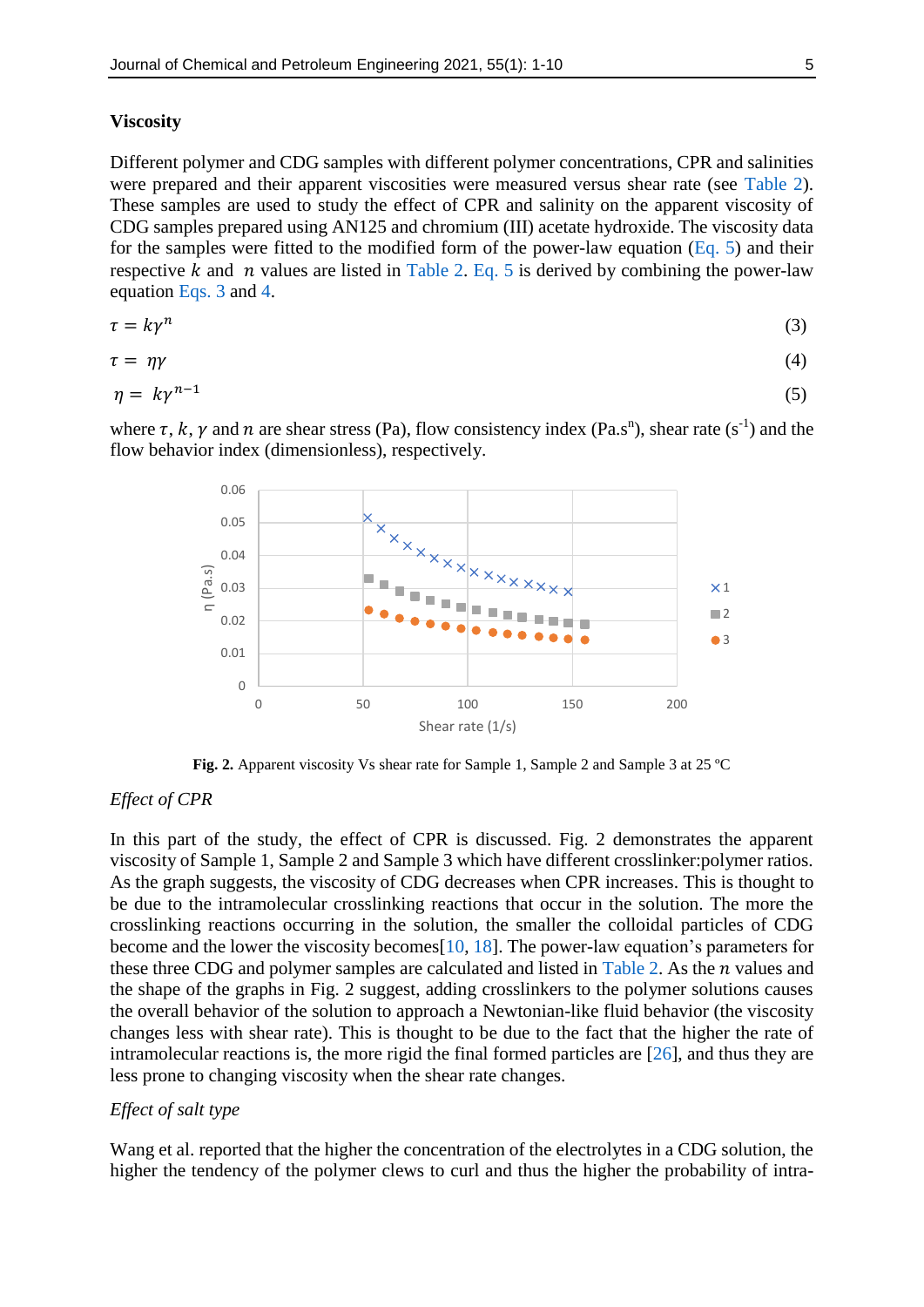### Viscosity

Different polymer and CDG samples with different polymer concentrations, CPR and salinities were prepared and their apparent viscosities were measured versus shear rate (see Table 2). These samples are used to study the effect of CPR and salinity on the apparent viscosity of CDG samples prepared using AN125 and chromium (III) acetate hydroxide. The viscosity data for the samples were fitted to the modified form of the power-law equation (Eq. 5) and their respective $k$ and $n$ values are listed in Table 2. Eq. 5 is derived by combining the power-law equation Eqs. 3 and 4.

$$\tau = k\gamma^{n} \tag{3}$$

$$\tau = \eta\gamma \tag{4}$$

$$\eta = k\gamma^{n-1} \tag{5}$$

where $\tau$, $k$, $\gamma$ and $n$ are shear stress (Pa), flow consistency index (Pa.s$^n$), shear rate (s$^{-1}$) and the flow behavior index (dimensionless), respectively.

**Fig. 2.** Apparent viscosity Vs shear rate for Sample 1, Sample 2 and Sample 3 at 25 ºC

*Effect of CPR*

In this part of the study, the effect of CPR is discussed. Fig. 2 demonstrates the apparent viscosity of Sample 1, Sample 2 and Sample 3 which have different crosslinker:polymer ratios. As the graph suggests, the viscosity of CDG decreases when CPR increases. This is thought to be due to the intramolecular crosslinking reactions that occur in the solution. The more the crosslinking reactions occurring in the solution, the smaller the colloidal particles of CDG become and the lower the viscosity becomes[10, 18]. The power-law equation's parameters for these three CDG and polymer samples are calculated and listed in Table 2. As the $n$ values and the shape of the graphs in Fig. 2 suggest, adding crosslinkers to the polymer solutions causes the overall behavior of the solution to approach a Newtonian-like fluid behavior (the viscosity changes less with shear rate). This is thought to be due to the fact that the higher the rate of intramolecular reactions is, the more rigid the final formed particles are [26], and thus they are less prone to changing viscosity when the shear rate changes.

*Effect of salt type*

Wang et al. reported that the higher the concentration of the electrolytes in a CDG solution, the higher the tendency of the polymer clews to curl and thus the higher the probability of intra-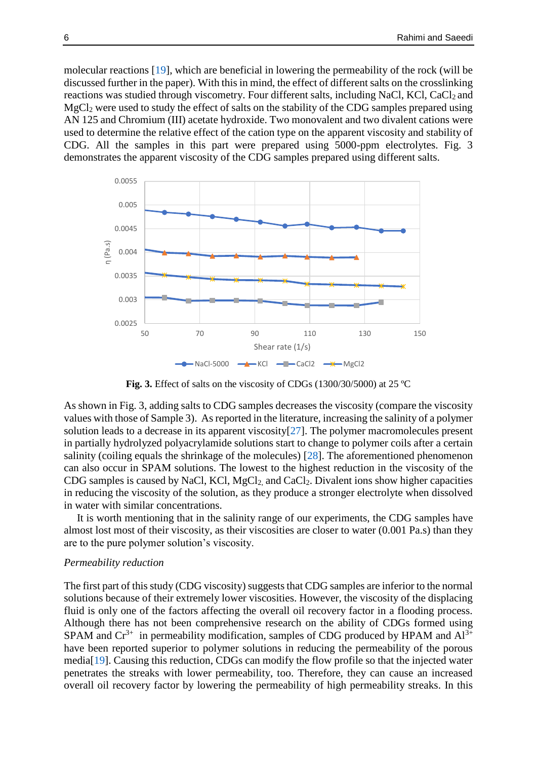molecular reactions [19], which are beneficial in lowering the permeability of the rock (will be discussed further in the paper). With this in mind, the effect of different salts on the crosslinking reactions was studied through viscometry. Four different salts, including NaCl, KCl, $CaCl_2$ and $MgCl_2$ were used to study the effect of salts on the stability of the CDG samples prepared using AN 125 and Chromium (III) acetate hydroxide. Two monovalent and two divalent cations were used to determine the relative effect of the cation type on the apparent viscosity and stability of CDG. All the samples in this part were prepared using 5000-ppm electrolytes. Fig. 3 demonstrates the apparent viscosity of the CDG samples prepared using different salts.

**Fig. 3.** Effect of salts on the viscosity of CDGs (1300/30/5000) at 25 ºC

As shown in Fig. 3, adding salts to CDG samples decreases the viscosity (compare the viscosity values with those of Sample 3). As reported in the literature, increasing the salinity of a polymer solution leads to a decrease in its apparent viscosity[27]. The polymer macromolecules present in partially hydrolyzed polyacrylamide solutions start to change to polymer coils after a certain salinity (coiling equals the shrinkage of the molecules) [28]. The aforementioned phenomenon can also occur in SPAM solutions. The lowest to the highest reduction in the viscosity of the CDG samples is caused by NaCl, KCl, $MgCl_2$, and $CaCl_2$. Divalent ions show higher capacities in reducing the viscosity of the solution, as they produce a stronger electrolyte when dissolved in water with similar concentrations.

It is worth mentioning that in the salinity range of our experiments, the CDG samples have almost lost most of their viscosity, as their viscosities are closer to water (0.001 Pa.s) than they are to the pure polymer solution's viscosity.

*Permeability reduction*

The first part of this study (CDG viscosity) suggests that CDG samples are inferior to the normal solutions because of their extremely lower viscosities. However, the viscosity of the displacing fluid is only one of the factors affecting the overall oil recovery factor in a flooding process. Although there has not been comprehensive research on the ability of CDGs formed using SPAM and $Cr^{3+}$ in permeability modification, samples of CDG produced by HPAM and $Al^{3+}$ have been reported superior to polymer solutions in reducing the permeability of the porous media[19]. Causing this reduction, CDGs can modify the flow profile so that the injected water penetrates the streaks with lower permeability, too. Therefore, they can cause an increased overall oil recovery factor by lowering the permeability of high permeability streaks. In this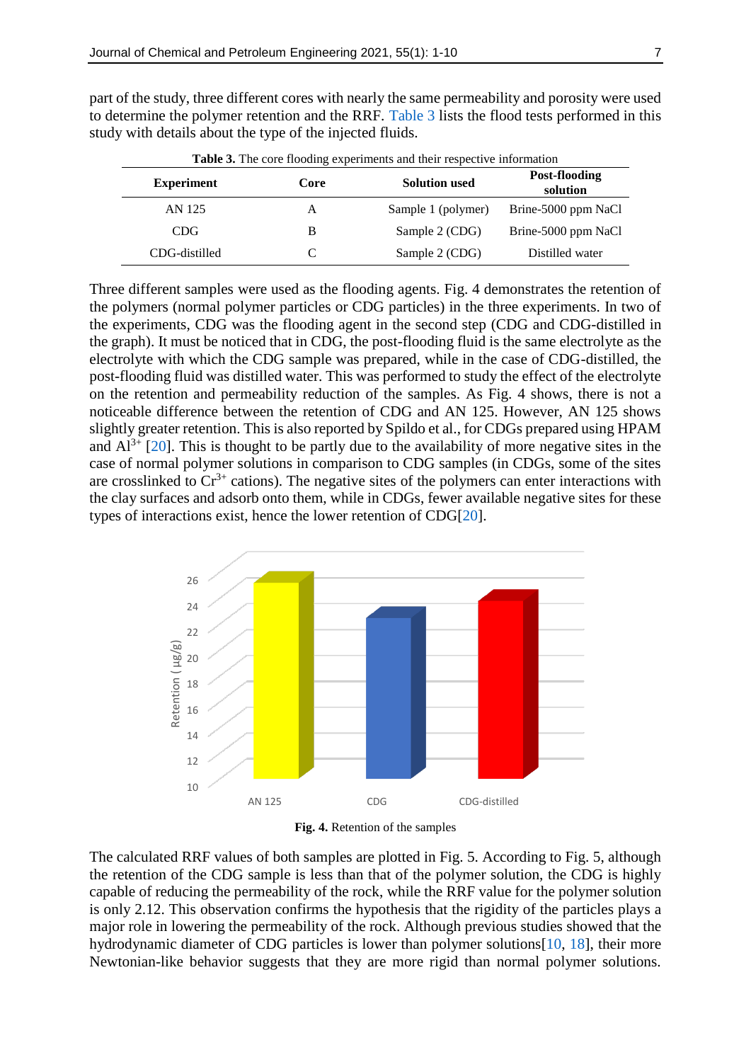part of the study, three different cores with nearly the same permeability and porosity were used to determine the polymer retention and the RRF. Table 3 lists the flood tests performed in this study with details about the type of the injected fluids.

**Table 3.** The core flooding experiments and their respective information

| Experiment | Core | Solution used | Post-flooding solution |
|---|---|---|---|
| AN 125 | A | Sample 1 (polymer) | Brine-5000 ppm NaCl |
| CDG | B | Sample 2 (CDG) | Brine-5000 ppm NaCl |
| CDG-distilled | C | Sample 2 (CDG) | Distilled water |

Three different samples were used as the flooding agents. Fig. 4 demonstrates the retention of the polymers (normal polymer particles or CDG particles) in the three experiments. In two of the experiments, CDG was the flooding agent in the second step (CDG and CDG-distilled in the graph). It must be noticed that in CDG, the post-flooding fluid is the same electrolyte as the electrolyte with which the CDG sample was prepared, while in the case of CDG-distilled, the post-flooding fluid was distilled water. This was performed to study the effect of the electrolyte on the retention and permeability reduction of the samples. As Fig. 4 shows, there is not a noticeable difference between the retention of CDG and AN 125. However, AN 125 shows slightly greater retention. This is also reported by Spildo et al., for CDGs prepared using HPAM and $Al^{3+}$ [20]. This is thought to be partly due to the availability of more negative sites in the case of normal polymer solutions in comparison to CDG samples (in CDGs, some of the sites are crosslinked to $Cr^{3+}$ cations). The negative sites of the polymers can enter interactions with the clay surfaces and adsorb onto them, while in CDGs, fewer available negative sites for these types of interactions exist, hence the lower retention of CDG[20].

**Fig. 4.** Retention of the samples

The calculated RRF values of both samples are plotted in Fig. 5. According to Fig. 5, although the retention of the CDG sample is less than that of the polymer solution, the CDG is highly capable of reducing the permeability of the rock, while the RRF value for the polymer solution is only 2.12. This observation confirms the hypothesis that the rigidity of the particles plays a major role in lowering the permeability of the rock. Although previous studies showed that the hydrodynamic diameter of CDG particles is lower than polymer solutions[10, 18], their more Newtonian-like behavior suggests that they are more rigid than normal polymer solutions.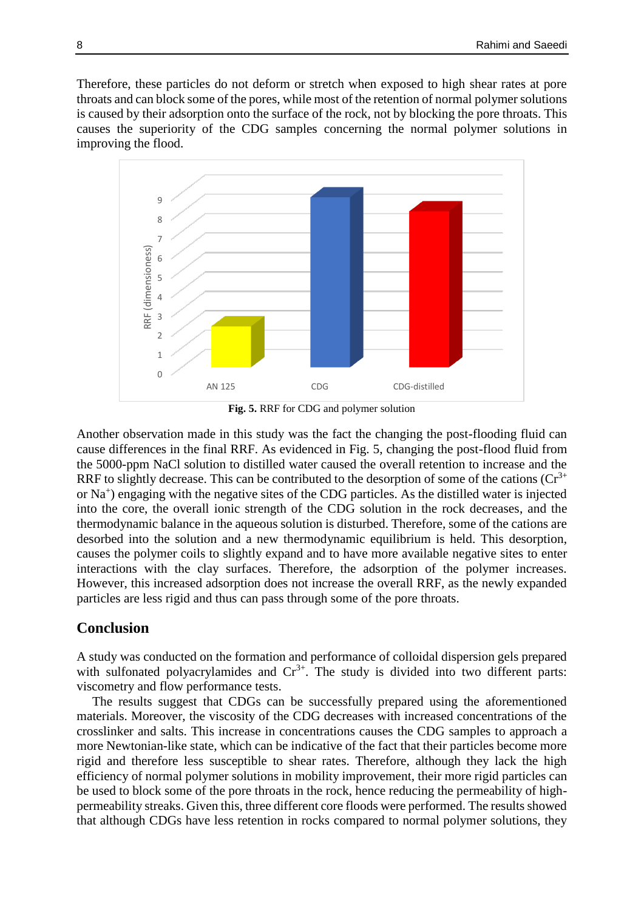Therefore, these particles do not deform or stretch when exposed to high shear rates at pore throats and can block some of the pores, while most of the retention of normal polymer solutions is caused by their adsorption onto the surface of the rock, not by blocking the pore throats. This causes the superiority of the CDG samples concerning the normal polymer solutions in improving the flood.

**Fig. 5.** RRF for CDG and polymer solution

Another observation made in this study was the fact the changing the post-flooding fluid can cause differences in the final RRF. As evidenced in Fig. 5, changing the post-flood fluid from the 5000-ppm NaCl solution to distilled water caused the overall retention to increase and the RRF to slightly decrease. This can be contributed to the desorption of some of the cations ($Cr^{3+}$ or $Na^{+}$) engaging with the negative sites of the CDG particles. As the distilled water is injected into the core, the overall ionic strength of the CDG solution in the rock decreases, and the thermodynamic balance in the aqueous solution is disturbed. Therefore, some of the cations are desorbed into the solution and a new thermodynamic equilibrium is held. This desorption, causes the polymer coils to slightly expand and to have more available negative sites to enter interactions with the clay surfaces. Therefore, the adsorption of the polymer increases. However, this increased adsorption does not increase the overall RRF, as the newly expanded particles are less rigid and thus can pass through some of the pore throats.

## Conclusion

A study was conducted on the formation and performance of colloidal dispersion gels prepared with sulfonated polyacrylamides and $Cr^{3+}$. The study is divided into two different parts: viscometry and flow performance tests.

The results suggest that CDGs can be successfully prepared using the aforementioned materials. Moreover, the viscosity of the CDG decreases with increased concentrations of the crosslinker and salts. This increase in concentrations causes the CDG samples to approach a more Newtonian-like state, which can be indicative of the fact that their particles become more rigid and therefore less susceptible to shear rates. Therefore, although they lack the high efficiency of normal polymer solutions in mobility improvement, their more rigid particles can be used to block some of the pore throats in the rock, hence reducing the permeability of high-permeability streaks. Given this, three different core floods were performed. The results showed that although CDGs have less retention in rocks compared to normal polymer solutions, they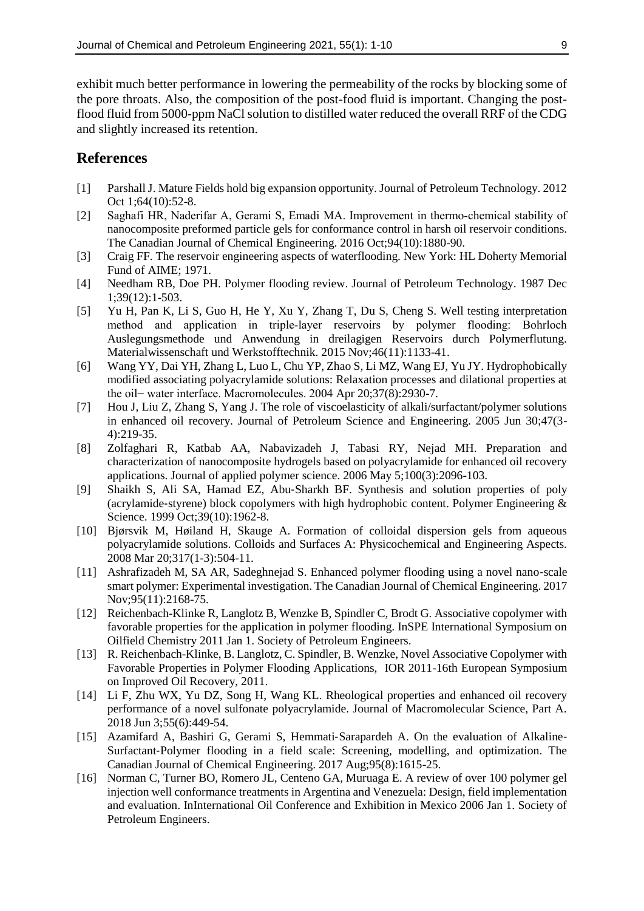exhibit much better performance in lowering the permeability of the rocks by blocking some of the pore throats. Also, the composition of the post-food fluid is important. Changing the post-flood fluid from 5000-ppm NaCl solution to distilled water reduced the overall RRF of the CDG and slightly increased its retention.

## References

[1] Parshall J. Mature Fields hold big expansion opportunity. Journal of Petroleum Technology. 2012 Oct 1;64(10):52-8.

[2] Saghafi HR, Naderifar A, Gerami S, Emadi MA. Improvement in thermo-chemical stability of nanocomposite preformed particle gels for conformance control in harsh oil reservoir conditions. The Canadian Journal of Chemical Engineering. 2016 Oct;94(10):1880-90.

[3] Craig FF. The reservoir engineering aspects of waterflooding. New York: HL Doherty Memorial Fund of AIME; 1971.

[4] Needham RB, Doe PH. Polymer flooding review. Journal of Petroleum Technology. 1987 Dec 1;39(12):1-503.

[5] Yu H, Pan K, Li S, Guo H, He Y, Xu Y, Zhang T, Du S, Cheng S. Well testing interpretation method and application in triple-layer reservoirs by polymer flooding: Bohrloch Auslegungsmethode und Anwendung in dreilagigen Reservoirs durch Polymerflutung. Materialwissenschaft und Werkstofftechnik. 2015 Nov;46(11):1133-41.

[6] Wang YY, Dai YH, Zhang L, Luo L, Chu YP, Zhao S, Li MZ, Wang EJ, Yu JY. Hydrophobically modified associating polyacrylamide solutions: Relaxation processes and dilational properties at the oil− water interface. Macromolecules. 2004 Apr 20;37(8):2930-7.

[7] Hou J, Liu Z, Zhang S, Yang J. The role of viscoelasticity of alkali/surfactant/polymer solutions in enhanced oil recovery. Journal of Petroleum Science and Engineering. 2005 Jun 30;47(3-4):219-35.

[8] Zolfaghari R, Katbab AA, Nabavizadeh J, Tabasi RY, Nejad MH. Preparation and characterization of nanocomposite hydrogels based on polyacrylamide for enhanced oil recovery applications. Journal of applied polymer science. 2006 May 5;100(3):2096-103.

[9] Shaikh S, Ali SA, Hamad EZ, Abu‐Sharkh BF. Synthesis and solution properties of poly (acrylamide‐styrene) block copolymers with high hydrophobic content. Polymer Engineering & Science. 1999 Oct;39(10):1962-8.

[10] Bjørsvik M, Høiland H, Skauge A. Formation of colloidal dispersion gels from aqueous polyacrylamide solutions. Colloids and Surfaces A: Physicochemical and Engineering Aspects. 2008 Mar 20;317(1-3):504-11.

[11] Ashrafizadeh M, SA AR, Sadeghnejad S. Enhanced polymer flooding using a novel nano‐scale smart polymer: Experimental investigation. The Canadian Journal of Chemical Engineering. 2017 Nov;95(11):2168-75.

[12] Reichenbach-Klinke R, Langlotz B, Wenzke B, Spindler C, Brodt G. Associative copolymer with favorable properties for the application in polymer flooding. InSPE International Symposium on Oilfield Chemistry 2011 Jan 1. Society of Petroleum Engineers.

[13] R. Reichenbach-Klinke, B. Langlotz, C. Spindler, B. Wenzke, Novel Associative Copolymer with Favorable Properties in Polymer Flooding Applications, IOR 2011-16th European Symposium on Improved Oil Recovery, 2011.

[14] Li F, Zhu WX, Yu DZ, Song H, Wang KL. Rheological properties and enhanced oil recovery performance of a novel sulfonate polyacrylamide. Journal of Macromolecular Science, Part A. 2018 Jun 3;55(6):449-54.

[15] Azamifard A, Bashiri G, Gerami S, Hemmati‐Sarapardeh A. On the evaluation of Alkaline‐Surfactant‐Polymer flooding in a field scale: Screening, modelling, and optimization. The Canadian Journal of Chemical Engineering. 2017 Aug;95(8):1615-25.

[16] Norman C, Turner BO, Romero JL, Centeno GA, Muruaga E. A review of over 100 polymer gel injection well conformance treatments in Argentina and Venezuela: Design, field implementation and evaluation. InInternational Oil Conference and Exhibition in Mexico 2006 Jan 1. Society of Petroleum Engineers.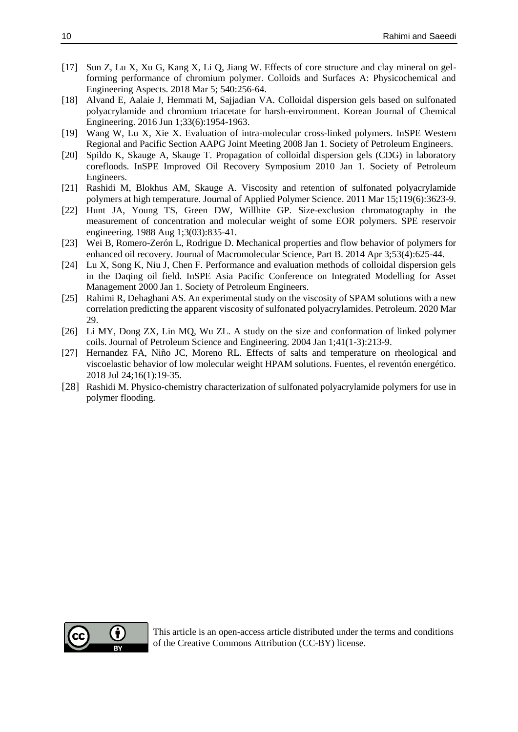[17] Sun Z, Lu X, Xu G, Kang X, Li Q, Jiang W. Effects of core structure and clay mineral on gel-forming performance of chromium polymer. Colloids and Surfaces A: Physicochemical and Engineering Aspects. 2018 Mar 5; 540:256-64.

[18] Alvand E, Aalaie J, Hemmati M, Sajjadian VA. Colloidal dispersion gels based on sulfonated polyacrylamide and chromium triacetate for harsh-environment. Korean Journal of Chemical Engineering. 2016 Jun 1;33(6):1954-1963.

[19] Wang W, Lu X, Xie X. Evaluation of intra-molecular cross-linked polymers. InSPE Western Regional and Pacific Section AAPG Joint Meeting 2008 Jan 1. Society of Petroleum Engineers.

[20] Spildo K, Skauge A, Skauge T. Propagation of colloidal dispersion gels (CDG) in laboratory corefloods. InSPE Improved Oil Recovery Symposium 2010 Jan 1. Society of Petroleum Engineers.

[21] Rashidi M, Blokhus AM, Skauge A. Viscosity and retention of sulfonated polyacrylamide polymers at high temperature. Journal of Applied Polymer Science. 2011 Mar 15;119(6):3623-9.

[22] Hunt JA, Young TS, Green DW, Willhite GP. Size-exclusion chromatography in the measurement of concentration and molecular weight of some EOR polymers. SPE reservoir engineering. 1988 Aug 1;3(03):835-41.

[23] Wei B, Romero-Zerón L, Rodrigue D. Mechanical properties and flow behavior of polymers for enhanced oil recovery. Journal of Macromolecular Science, Part B. 2014 Apr 3;53(4):625-44.

[24] Lu X, Song K, Niu J, Chen F. Performance and evaluation methods of colloidal dispersion gels in the Daqing oil field. InSPE Asia Pacific Conference on Integrated Modelling for Asset Management 2000 Jan 1. Society of Petroleum Engineers.

[25] Rahimi R, Dehaghani AS. An experimental study on the viscosity of SPAM solutions with a new correlation predicting the apparent viscosity of sulfonated polyacrylamides. Petroleum. 2020 Mar 29.

[26] Li MY, Dong ZX, Lin MQ, Wu ZL. A study on the size and conformation of linked polymer coils. Journal of Petroleum Science and Engineering. 2004 Jan 1;41(1-3):213-9.

[27] Hernandez FA, Niño JC, Moreno RL. Effects of salts and temperature on rheological and viscoelastic behavior of low molecular weight HPAM solutions. Fuentes, el reventón energético. 2018 Jul 24;16(1):19-35.

[28] Rashidi M. Physico-chemistry characterization of sulfonated polyacrylamide polymers for use in polymer flooding.

This article is an open-access article distributed under the terms and conditions of the Creative Commons Attribution (CC-BY) license.